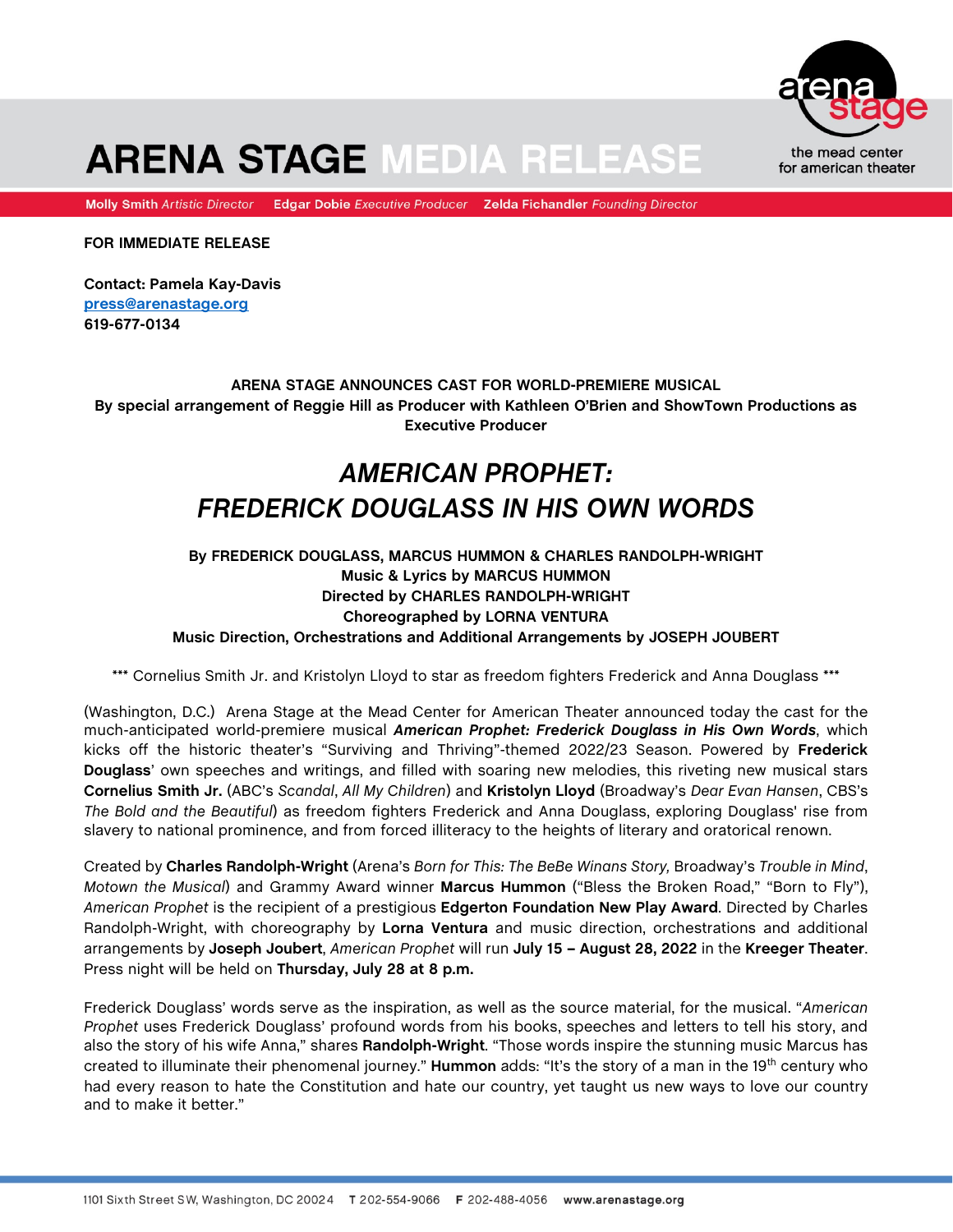# ARENA STAGE MEDIA RELEASE

the mead center for american theater

**Molly Smith** *Artistic Director* **Edgar Dobie** *Executive Producer* **Zelda Fichandler** *Founding Director*

**FOR IMMEDIATE RELEASE**

**Contact: Pamela Kay-Davis**
**press@arenastage.org**
**619-677-0134**

**ARENA STAGE ANNOUNCES CAST FOR WORLD-PREMIERE MUSICAL**
**By special arrangement of Reggie Hill as Producer with Kathleen O'Brien and ShowTown Productions as Executive Producer**

## *AMERICAN PROPHET: FREDERICK DOUGLASS IN HIS OWN WORDS*

**By FREDERICK DOUGLASS, MARCUS HUMMON & CHARLES RANDOLPH-WRIGHT**
**Music & Lyrics by MARCUS HUMMON**
**Directed by CHARLES RANDOLPH-WRIGHT**
**Choreographed by LORNA VENTURA**
**Music Direction, Orchestrations and Additional Arrangements by JOSEPH JOUBERT**

*** Cornelius Smith Jr. and Kristolyn Lloyd to star as freedom fighters Frederick and Anna Douglass ***

(Washington, D.C.) Arena Stage at the Mead Center for American Theater announced today the cast for the much-anticipated world-premiere musical ***American Prophet: Frederick Douglass in His Own Words***, which kicks off the historic theater's "Surviving and Thriving"-themed 2022/23 Season. Powered by **Frederick Douglass**' own speeches and writings, and filled with soaring new melodies, this riveting new musical stars **Cornelius Smith Jr.** (ABC's *Scandal*, *All My Children*) and **Kristolyn Lloyd** (Broadway's *Dear Evan Hansen*, CBS's *The Bold and the Beautiful*) as freedom fighters Frederick and Anna Douglass, exploring Douglass' rise from slavery to national prominence, and from forced illiteracy to the heights of literary and oratorical renown.

Created by **Charles Randolph-Wright** (Arena's *Born for This: The BeBe Winans Story,* Broadway's *Trouble in Mind*, *Motown the Musical*) and Grammy Award winner **Marcus Hummon** ("Bless the Broken Road," "Born to Fly"), *American Prophet* is the recipient of a prestigious **Edgerton Foundation New Play Award**. Directed by Charles Randolph-Wright, with choreography by **Lorna Ventura** and music direction, orchestrations and additional arrangements by **Joseph Joubert**, *American Prophet* will run **July 15 – August 28, 2022** in the **Kreeger Theater**. Press night will be held on **Thursday, July 28 at 8 p.m.**

Frederick Douglass' words serve as the inspiration, as well as the source material, for the musical. "*American Prophet* uses Frederick Douglass' profound words from his books, speeches and letters to tell his story, and also the story of his wife Anna," shares **Randolph-Wright**. "Those words inspire the stunning music Marcus has created to illuminate their phenomenal journey." **Hummon** adds: "It's the story of a man in the 19th century who had every reason to hate the Constitution and hate our country, yet taught us new ways to love our country and to make it better."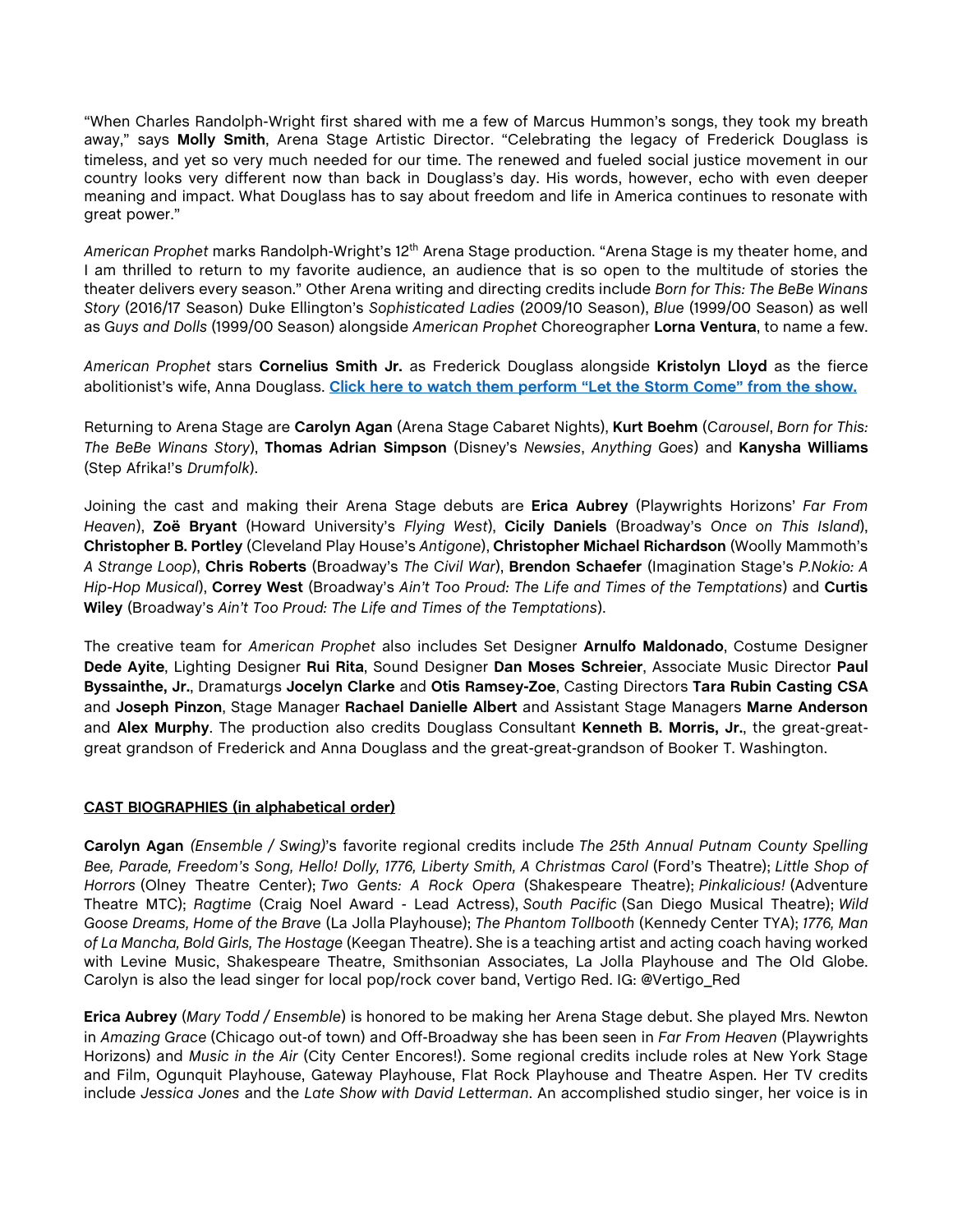"When Charles Randolph-Wright first shared with me a few of Marcus Hummon's songs, they took my breath away," says **Molly Smith**, Arena Stage Artistic Director. "Celebrating the legacy of Frederick Douglass is timeless, and yet so very much needed for our time. The renewed and fueled social justice movement in our country looks very different now than back in Douglass's day. His words, however, echo with even deeper meaning and impact. What Douglass has to say about freedom and life in America continues to resonate with great power."

*American Prophet* marks Randolph-Wright's 12th Arena Stage production. "Arena Stage is my theater home, and I am thrilled to return to my favorite audience, an audience that is so open to the multitude of stories the theater delivers every season." Other Arena writing and directing credits include *Born for This: The BeBe Winans Story* (2016/17 Season) Duke Ellington's *Sophisticated Ladies* (2009/10 Season), *Blue* (1999/00 Season) as well as *Guys and Dolls* (1999/00 Season) alongside *American Prophet* Choreographer **Lorna Ventura**, to name a few.

*American Prophet* stars **Cornelius Smith Jr.** as Frederick Douglass alongside **Kristolyn Lloyd** as the fierce abolitionist's wife, Anna Douglass. **Click here to watch them perform "Let the Storm Come" from the show.**

Returning to Arena Stage are **Carolyn Agan** (Arena Stage Cabaret Nights), **Kurt Boehm** (*Carousel*, *Born for This: The BeBe Winans Story*), **Thomas Adrian Simpson** (Disney's *Newsies*, *Anything Goes*) and **Kanysha Williams** (Step Afrika!'s *Drumfolk*).

Joining the cast and making their Arena Stage debuts are **Erica Aubrey** (Playwrights Horizons' *Far From Heaven*), **Zoë Bryant** (Howard University's *Flying West*), **Cicily Daniels** (Broadway's *Once on This Island*), **Christopher B. Portley** (Cleveland Play House's *Antigone*), **Christopher Michael Richardson** (Woolly Mammoth's *A Strange Loop*), **Chris Roberts** (Broadway's *The Civil War*), **Brendon Schaefer** (Imagination Stage's *P.Nokio: A Hip-Hop Musical*), **Correy West** (Broadway's *Ain't Too Proud: The Life and Times of the Temptations*) and **Curtis Wiley** (Broadway's *Ain't Too Proud: The Life and Times of the Temptations*).

The creative team for *American Prophet* also includes Set Designer **Arnulfo Maldonado**, Costume Designer **Dede Ayite**, Lighting Designer **Rui Rita**, Sound Designer **Dan Moses Schreier**, Associate Music Director **Paul Byssainthe, Jr.**, Dramaturgs **Jocelyn Clarke** and **Otis Ramsey-Zoe**, Casting Directors **Tara Rubin Casting CSA** and **Joseph Pinzon**, Stage Manager **Rachael Danielle Albert** and Assistant Stage Managers **Marne Anderson** and **Alex Murphy**. The production also credits Douglass Consultant **Kenneth B. Morris, Jr.**, the great-great-great grandson of Frederick and Anna Douglass and the great-great-grandson of Booker T. Washington.

**CAST BIOGRAPHIES (in alphabetical order)**

**Carolyn Agan** *(Ensemble / Swing)*'s favorite regional credits include *The 25th Annual Putnam County Spelling Bee, Parade, Freedom's Song, Hello! Dolly, 1776, Liberty Smith, A Christmas Carol* (Ford's Theatre); *Little Shop of Horrors* (Olney Theatre Center); *Two Gents: A Rock Opera* (Shakespeare Theatre); *Pinkalicious!* (Adventure Theatre MTC); *Ragtime* (Craig Noel Award - Lead Actress), *South Pacific* (San Diego Musical Theatre); *Wild Goose Dreams, Home of the Brave* (La Jolla Playhouse); *The Phantom Tollbooth* (Kennedy Center TYA); *1776, Man of La Mancha, Bold Girls, The Hostage* (Keegan Theatre). She is a teaching artist and acting coach having worked with Levine Music, Shakespeare Theatre, Smithsonian Associates, La Jolla Playhouse and The Old Globe. Carolyn is also the lead singer for local pop/rock cover band, Vertigo Red. IG: @Vertigo_Red

**Erica Aubrey** (*Mary Todd / Ensemble*) is honored to be making her Arena Stage debut. She played Mrs. Newton in *Amazing Grace* (Chicago out-of town) and Off-Broadway she has been seen in *Far From Heaven* (Playwrights Horizons) and *Music in the Air* (City Center Encores!). Some regional credits include roles at New York Stage and Film, Ogunquit Playhouse, Gateway Playhouse, Flat Rock Playhouse and Theatre Aspen. Her TV credits include *Jessica Jones* and the *Late Show with David Letterman*. An accomplished studio singer, her voice is in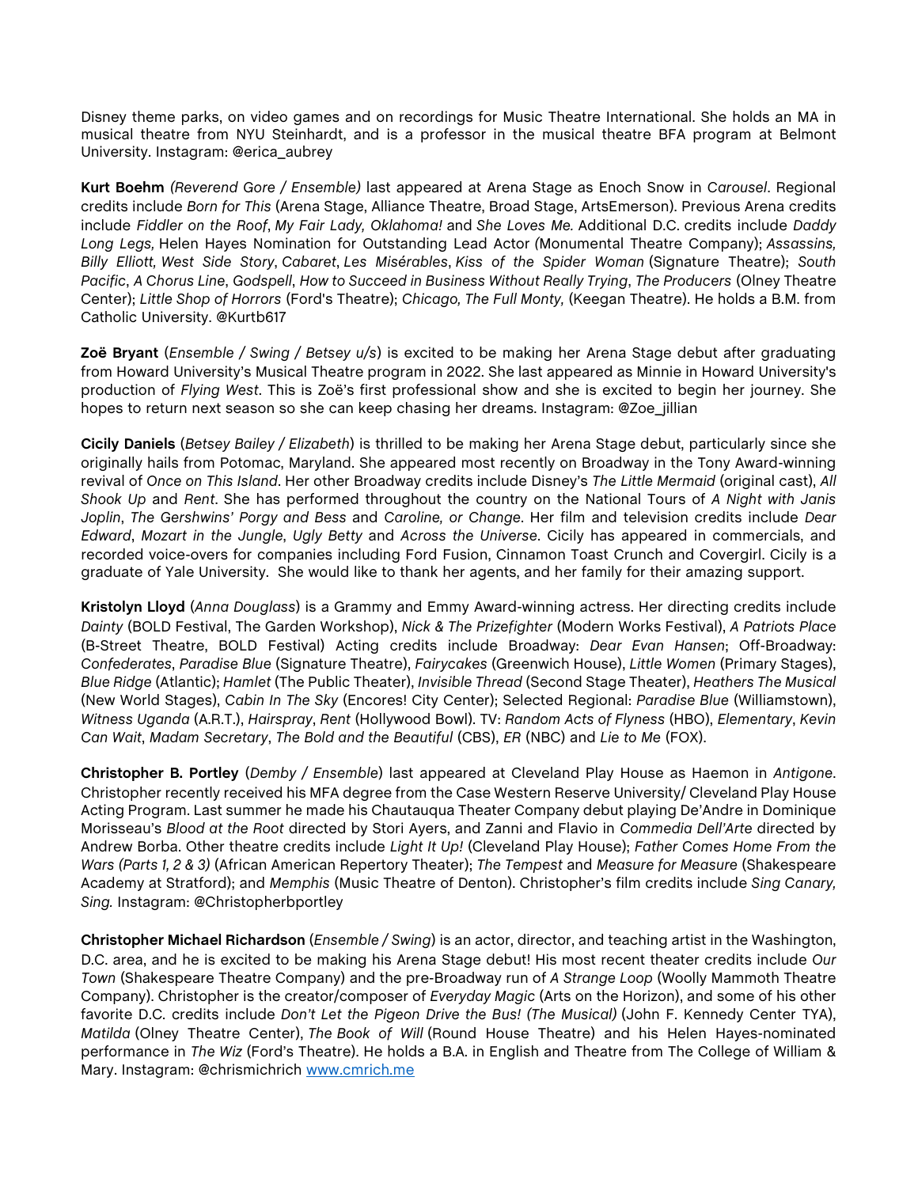Disney theme parks, on video games and on recordings for Music Theatre International. She holds an MA in musical theatre from NYU Steinhardt, and is a professor in the musical theatre BFA program at Belmont University. Instagram: @erica_aubrey

**Kurt Boehm** *(Reverend Gore / Ensemble)* last appeared at Arena Stage as Enoch Snow in *Carousel*. Regional credits include *Born for This* (Arena Stage, Alliance Theatre, Broad Stage, ArtsEmerson). Previous Arena credits include *Fiddler on the Roof*, *My Fair Lady, Oklahoma!* and *She Loves Me.* Additional D.C. credits include *Daddy Long Legs,* Helen Hayes Nomination for Outstanding Lead Actor *(*Monumental Theatre Company); *Assassins, Billy Elliott, West Side Story*, *Cabaret*, *Les Misérables*, *Kiss of the Spider Woman* (Signature Theatre); *South Pacific*, *A Chorus Line*, *Godspell*, *How to Succeed in Business Without Really Trying*, *The Producers* (Olney Theatre Center); *Little Shop of Horrors* (Ford's Theatre); *Chicago, The Full Monty,* (Keegan Theatre). He holds a B.M. from Catholic University. @Kurtb617

**Zoë Bryant** (*Ensemble / Swing / Betsey u/s*) is excited to be making her Arena Stage debut after graduating from Howard University's Musical Theatre program in 2022. She last appeared as Minnie in Howard University's production of *Flying West*. This is Zoë's first professional show and she is excited to begin her journey. She hopes to return next season so she can keep chasing her dreams. Instagram: @Zoe_jillian

**Cicily Daniels** (*Betsey Bailey / Elizabeth*) is thrilled to be making her Arena Stage debut, particularly since she originally hails from Potomac, Maryland. She appeared most recently on Broadway in the Tony Award-winning revival of *Once on This Island*. Her other Broadway credits include Disney's *The Little Mermaid* (original cast), *All Shook Up* and *Rent*. She has performed throughout the country on the National Tours of *A Night with Janis Joplin*, *The Gershwins' Porgy and Bess* and *Caroline, or Change*. Her film and television credits include *Dear Edward*, *Mozart in the Jungle*, *Ugly Betty* and *Across the Universe*. Cicily has appeared in commercials, and recorded voice-overs for companies including Ford Fusion, Cinnamon Toast Crunch and Covergirl. Cicily is a graduate of Yale University. She would like to thank her agents, and her family for their amazing support.

**Kristolyn Lloyd** (*Anna Douglass*) is a Grammy and Emmy Award-winning actress. Her directing credits include *Dainty* (BOLD Festival, The Garden Workshop), *Nick & The Prizefighter* (Modern Works Festival), *A Patriots Place* (B-Street Theatre, BOLD Festival) Acting credits include Broadway: *Dear Evan Hansen*; Off-Broadway: *Confederates*, *Paradise Blue* (Signature Theatre), *Fairycakes* (Greenwich House), *Little Women* (Primary Stages), *Blue Ridge* (Atlantic); *Hamlet* (The Public Theater), *Invisible Thread* (Second Stage Theater), *Heathers The Musical* (New World Stages), *Cabin In The Sky* (Encores! City Center); Selected Regional: *Paradise Blue* (Williamstown), *Witness Uganda* (A.R.T.), *Hairspray*, *Rent* (Hollywood Bowl). TV: *Random Acts of Flyness* (HBO), *Elementary*, *Kevin Can Wait*, *Madam Secretary*, *The Bold and the Beautiful* (CBS), *ER* (NBC) and *Lie to Me* (FOX).

**Christopher B. Portley** (*Demby / Ensemble*) last appeared at Cleveland Play House as Haemon in *Antigone*. Christopher recently received his MFA degree from the Case Western Reserve University/ Cleveland Play House Acting Program. Last summer he made his Chautauqua Theater Company debut playing De'Andre in Dominique Morisseau's *Blood at the Root* directed by Stori Ayers, and Zanni and Flavio in *Commedia Dell'Arte* directed by Andrew Borba. Other theatre credits include *Light It Up!* (Cleveland Play House); *Father Comes Home From the Wars (Parts 1, 2 & 3)* (African American Repertory Theater); *The Tempest* and *Measure for Measure* (Shakespeare Academy at Stratford); and *Memphis* (Music Theatre of Denton). Christopher's film credits include *Sing Canary, Sing.* Instagram: @Christopherbportley

**Christopher Michael Richardson** (*Ensemble / Swing*) is an actor, director, and teaching artist in the Washington, D.C. area, and he is excited to be making his Arena Stage debut! His most recent theater credits include *Our Town* (Shakespeare Theatre Company) and the pre-Broadway run of *A Strange Loop* (Woolly Mammoth Theatre Company). Christopher is the creator/composer of *Everyday Magic* (Arts on the Horizon), and some of his other favorite D.C. credits include *Don't Let the Pigeon Drive the Bus! (The Musical)* (John F. Kennedy Center TYA), *Matilda* (Olney Theatre Center), *The Book of Will* (Round House Theatre) and his Helen Hayes-nominated performance in *The Wiz* (Ford's Theatre). He holds a B.A. in English and Theatre from The College of William & Mary. Instagram: @chrismichrich [www.cmrich.me](http://www.cmrich.me)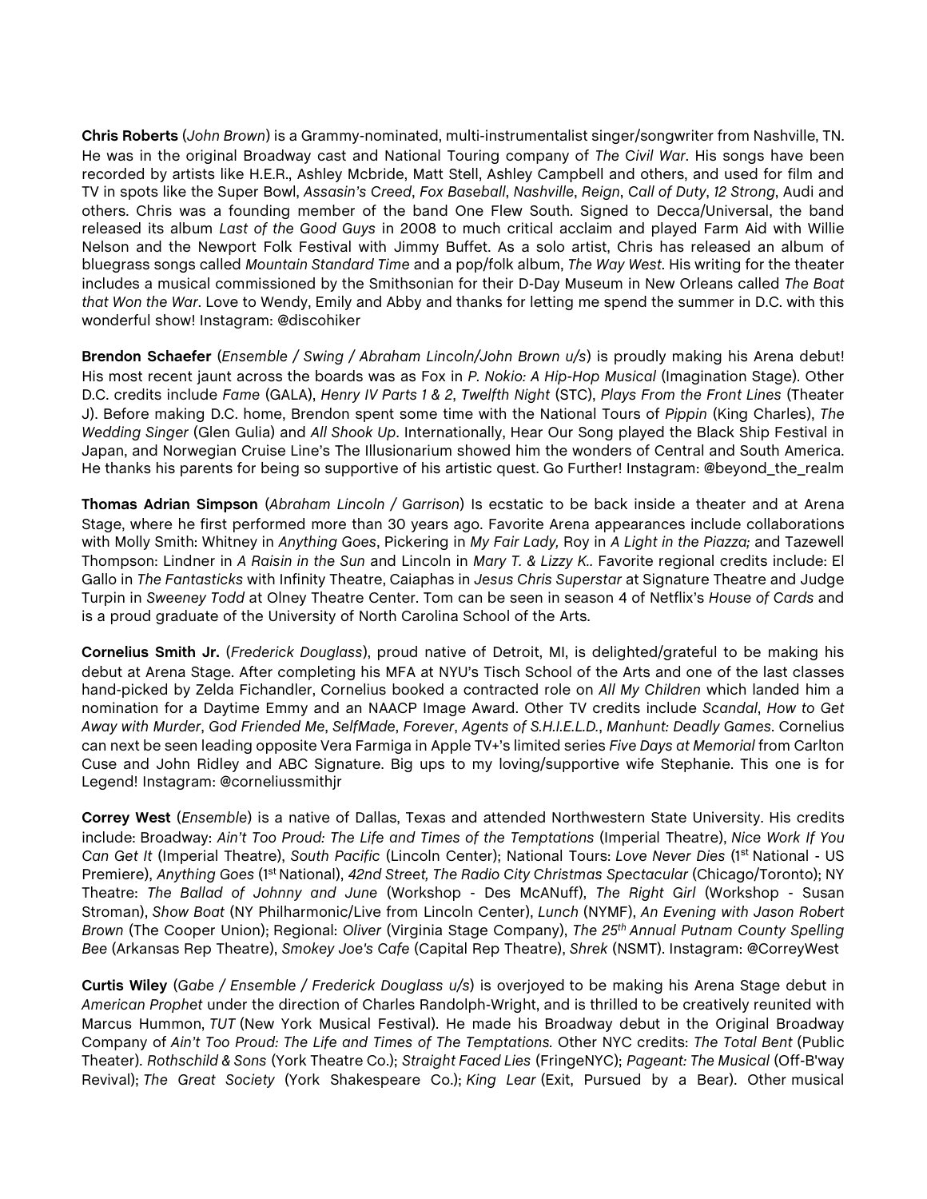**Chris Roberts** (*John Brown*) is a Grammy-nominated, multi-instrumentalist singer/songwriter from Nashville, TN. He was in the original Broadway cast and National Touring company of *The Civil War*. His songs have been recorded by artists like H.E.R., Ashley Mcbride, Matt Stell, Ashley Campbell and others, and used for film and TV in spots like the Super Bowl, *Assasin's Creed*, *Fox Baseball*, *Nashville*, *Reign*, *Call of Duty*, *12 Strong*, Audi and others. Chris was a founding member of the band One Flew South. Signed to Decca/Universal, the band released its album *Last of the Good Guys* in 2008 to much critical acclaim and played Farm Aid with Willie Nelson and the Newport Folk Festival with Jimmy Buffet. As a solo artist, Chris has released an album of bluegrass songs called *Mountain Standard Time* and a pop/folk album, *The Way West*. His writing for the theater includes a musical commissioned by the Smithsonian for their D-Day Museum in New Orleans called *The Boat that Won the War*. Love to Wendy, Emily and Abby and thanks for letting me spend the summer in D.C. with this wonderful show! Instagram: @discohiker

**Brendon Schaefer** (*Ensemble / Swing / Abraham Lincoln/John Brown u/s*) is proudly making his Arena debut! His most recent jaunt across the boards was as Fox in *P. Nokio: A Hip-Hop Musical* (Imagination Stage). Other D.C. credits include *Fame* (GALA), *Henry IV Parts 1 & 2*, *Twelfth Night* (STC), *Plays From the Front Lines* (Theater J). Before making D.C. home, Brendon spent some time with the National Tours of *Pippin* (King Charles), *The Wedding Singer* (Glen Gulia) and *All Shook Up*. Internationally, Hear Our Song played the Black Ship Festival in Japan, and Norwegian Cruise Line's The Illusionarium showed him the wonders of Central and South America. He thanks his parents for being so supportive of his artistic quest. Go Further! Instagram: @beyond_the_realm

**Thomas Adrian Simpson** (*Abraham Lincoln / Garrison*) Is ecstatic to be back inside a theater and at Arena Stage, where he first performed more than 30 years ago. Favorite Arena appearances include collaborations with Molly Smith: Whitney in *Anything Goes*, Pickering in *My Fair Lady,* Roy in *A Light in the Piazza;* and Tazewell Thompson: Lindner in *A Raisin in the Sun* and Lincoln in *Mary T. & Lizzy K.*. Favorite regional credits include: El Gallo in *The Fantasticks* with Infinity Theatre, Caiaphas in *Jesus Chris Superstar* at Signature Theatre and Judge Turpin in *Sweeney Todd* at Olney Theatre Center. Tom can be seen in season 4 of Netflix's *House of Cards* and is a proud graduate of the University of North Carolina School of the Arts.

**Cornelius Smith Jr.** (*Frederick Douglass*), proud native of Detroit, MI, is delighted/grateful to be making his debut at Arena Stage. After completing his MFA at NYU's Tisch School of the Arts and one of the last classes hand-picked by Zelda Fichandler, Cornelius booked a contracted role on *All My Children* which landed him a nomination for a Daytime Emmy and an NAACP Image Award. Other TV credits include *Scandal*, *How to Get Away with Murder*, *God Friended Me*, *SelfMade*, *Forever*, *Agents of S.H.I.E.L.D.*, *Manhunt: Deadly Games*. Cornelius can next be seen leading opposite Vera Farmiga in Apple TV+'s limited series *Five Days at Memorial* from Carlton Cuse and John Ridley and ABC Signature. Big ups to my loving/supportive wife Stephanie. This one is for Legend! Instagram: @corneliussmithjr

**Correy West** (*Ensemble*) is a native of Dallas, Texas and attended Northwestern State University. His credits include: Broadway: *Ain't Too Proud: The Life and Times of the Temptations* (Imperial Theatre), *Nice Work If You Can Get It* (Imperial Theatre), *South Pacific* (Lincoln Center); National Tours: *Love Never Dies* (1st National - US Premiere), *Anything Goes* (1st National), *42nd Street, The Radio City Christmas Spectacular* (Chicago/Toronto); NY Theatre: *The Ballad of Johnny and June* (Workshop - Des McAnuff), *The Right Girl* (Workshop - Susan Stroman), *Show Boat* (NY Philharmonic/Live from Lincoln Center), *Lunch* (NYMF), *An Evening with Jason Robert Brown* (The Cooper Union); Regional: *Oliver* (Virginia Stage Company), *The 25th Annual Putnam County Spelling Bee* (Arkansas Rep Theatre), *Smokey Joe's Cafe* (Capital Rep Theatre), *Shrek* (NSMT). Instagram: @CorreyWest

**Curtis Wiley** (*Gabe / Ensemble / Frederick Douglass u/s*) is overjoyed to be making his Arena Stage debut in *American Prophet* under the direction of Charles Randolph-Wright, and is thrilled to be creatively reunited with Marcus Hummon, *TUT* (New York Musical Festival). He made his Broadway debut in the Original Broadway Company of *Ain't Too Proud: The Life and Times of The Temptations.* Other NYC credits: *The Total Bent* (Public Theater). *Rothschild & Sons* (York Theatre Co.); *Straight Faced Lies* (FringeNYC); *Pageant: The Musical* (Off-B'way Revival); *The Great Society* (York Shakespeare Co.); *King Lear* (Exit, Pursued by a Bear). Other musical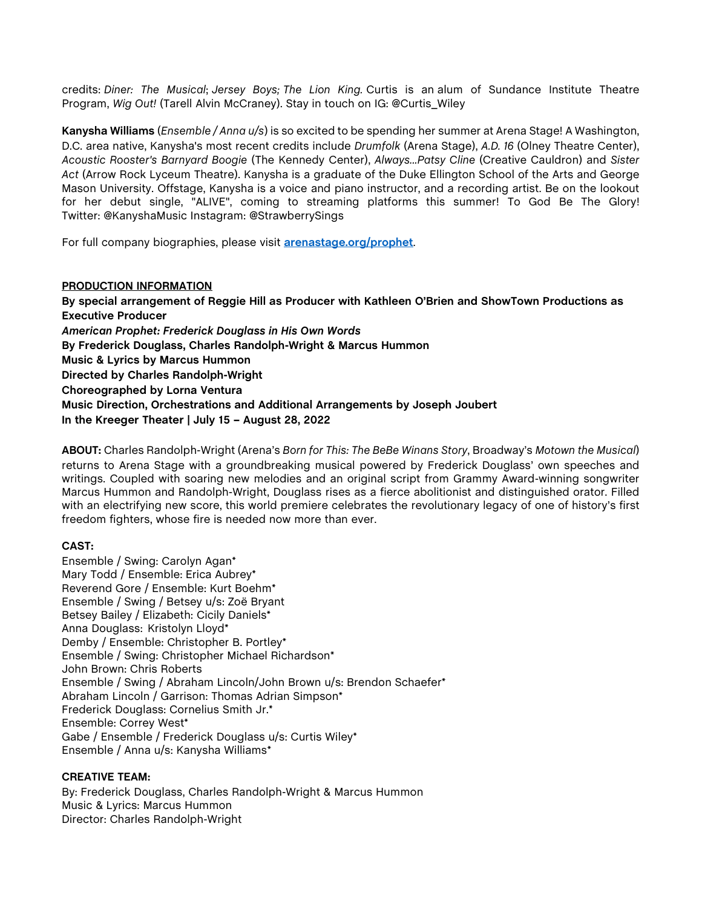credits: *Diner: The Musical*; *Jersey Boys; The Lion King.* Curtis is an alum of Sundance Institute Theatre Program, *Wig Out!* (Tarell Alvin McCraney). Stay in touch on IG: @Curtis_Wiley

**Kanysha Williams** (*Ensemble / Anna u/s*) is so excited to be spending her summer at Arena Stage! A Washington, D.C. area native, Kanysha's most recent credits include *Drumfolk* (Arena Stage), *A.D. 16* (Olney Theatre Center), *Acoustic Rooster's Barnyard Boogie* (The Kennedy Center), *Always...Patsy Cline* (Creative Cauldron) and *Sister Act* (Arrow Rock Lyceum Theatre). Kanysha is a graduate of the Duke Ellington School of the Arts and George Mason University. Offstage, Kanysha is a voice and piano instructor, and a recording artist. Be on the lookout for her debut single, "ALIVE", coming to streaming platforms this summer! To God Be The Glory! Twitter: @KanyshaMusic Instagram: @StrawberrySings

For full company biographies, please visit **arenastage.org/prophet**.

**PRODUCTION INFORMATION**

**By special arrangement of Reggie Hill as Producer with Kathleen O'Brien and ShowTown Productions as Executive Producer**
***American Prophet: Frederick Douglass in His Own Words***
**By Frederick Douglass, Charles Randolph-Wright & Marcus Hummon**
**Music & Lyrics by Marcus Hummon**
**Directed by Charles Randolph-Wright**
**Choreographed by Lorna Ventura**
**Music Direction, Orchestrations and Additional Arrangements by Joseph Joubert**
**In the Kreeger Theater | July 15 – August 28, 2022**

**ABOUT:** Charles Randolph-Wright (Arena's *Born for This: The BeBe Winans Story*, Broadway's *Motown the Musical*) returns to Arena Stage with a groundbreaking musical powered by Frederick Douglass' own speeches and writings. Coupled with soaring new melodies and an original script from Grammy Award-winning songwriter Marcus Hummon and Randolph-Wright, Douglass rises as a fierce abolitionist and distinguished orator. Filled with an electrifying new score, this world premiere celebrates the revolutionary legacy of one of history's first freedom fighters, whose fire is needed now more than ever.

**CAST:**

Ensemble / Swing: Carolyn Agan*
Mary Todd / Ensemble: Erica Aubrey*
Reverend Gore / Ensemble: Kurt Boehm*
Ensemble / Swing / Betsey u/s: Zoë Bryant
Betsey Bailey / Elizabeth: Cicily Daniels*
Anna Douglass: Kristolyn Lloyd*
Demby / Ensemble: Christopher B. Portley*
Ensemble / Swing: Christopher Michael Richardson*
John Brown: Chris Roberts
Ensemble / Swing / Abraham Lincoln/John Brown u/s: Brendon Schaefer*
Abraham Lincoln / Garrison: Thomas Adrian Simpson*
Frederick Douglass: Cornelius Smith Jr.*
Ensemble: Correy West*
Gabe / Ensemble / Frederick Douglass u/s: Curtis Wiley*
Ensemble / Anna u/s: Kanysha Williams*

**CREATIVE TEAM:**

By: Frederick Douglass, Charles Randolph-Wright & Marcus Hummon
Music & Lyrics: Marcus Hummon
Director: Charles Randolph-Wright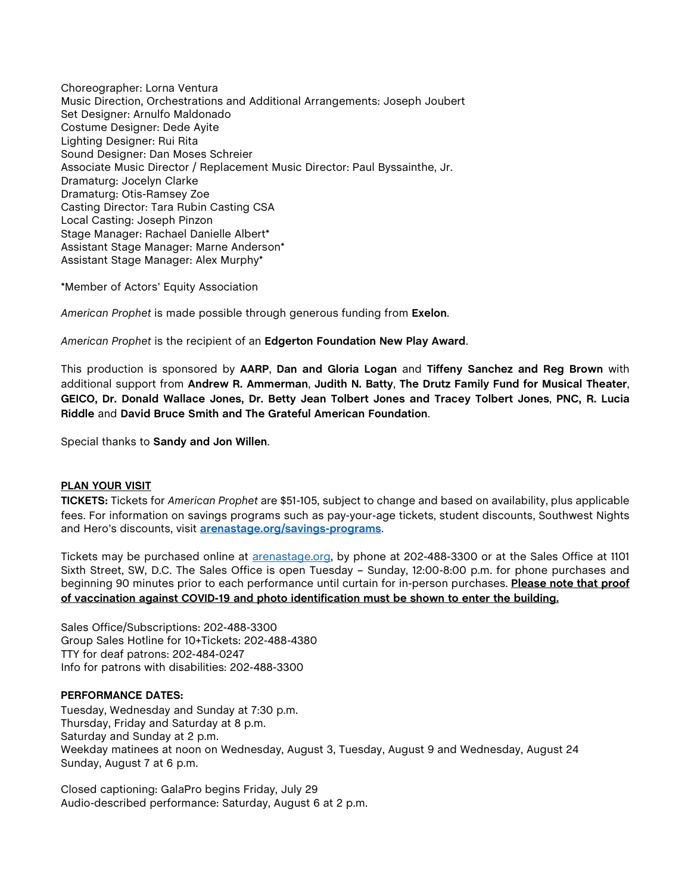Choreographer: Lorna Ventura
Music Direction, Orchestrations and Additional Arrangements: Joseph Joubert
Set Designer: Arnulfo Maldonado
Costume Designer: Dede Ayite
Lighting Designer: Rui Rita
Sound Designer: Dan Moses Schreier
Associate Music Director / Replacement Music Director: Paul Byssainthe, Jr.
Dramaturg: Jocelyn Clarke
Dramaturg: Otis-Ramsey Zoe
Casting Director: Tara Rubin Casting CSA
Local Casting: Joseph Pinzon
Stage Manager: Rachael Danielle Albert*
Assistant Stage Manager: Marne Anderson*
Assistant Stage Manager: Alex Murphy*

*Member of Actors' Equity Association

*American Prophet* is made possible through generous funding from **Exelon**.

*American Prophet* is the recipient of an **Edgerton Foundation New Play Award**.

This production is sponsored by **AARP**, **Dan and Gloria Logan** and **Tiffeny Sanchez and Reg Brown** with additional support from **Andrew R. Ammerman**, **Judith N. Batty**, **The Drutz Family Fund for Musical Theater**, **GEICO, Dr. Donald Wallace Jones, Dr. Betty Jean Tolbert Jones and Tracey Tolbert Jones**, **PNC, R. Lucia Riddle** and **David Bruce Smith and The Grateful American Foundation**.

Special thanks to **Sandy and Jon Willen**.

**PLAN YOUR VISIT**

**TICKETS:** Tickets for *American Prophet* are $51-105, subject to change and based on availability, plus applicable fees. For information on savings programs such as pay-your-age tickets, student discounts, Southwest Nights and Hero's discounts, visit **arenastage.org/savings-programs**.

Tickets may be purchased online at arenastage.org, by phone at 202-488-3300 or at the Sales Office at 1101 Sixth Street, SW, D.C. The Sales Office is open Tuesday – Sunday, 12:00-8:00 p.m. for phone purchases and beginning 90 minutes prior to each performance until curtain for in-person purchases. **Please note that proof of vaccination against COVID-19 and photo identification must be shown to enter the building.**

Sales Office/Subscriptions: 202-488-3300
Group Sales Hotline for 10+Tickets: 202-488-4380
TTY for deaf patrons: 202-484-0247
Info for patrons with disabilities: 202-488-3300

**PERFORMANCE DATES:**
Tuesday, Wednesday and Sunday at 7:30 p.m.
Thursday, Friday and Saturday at 8 p.m.
Saturday and Sunday at 2 p.m.
Weekday matinees at noon on Wednesday, August 3, Tuesday, August 9 and Wednesday, August 24
Sunday, August 7 at 6 p.m.

Closed captioning: GalaPro begins Friday, July 29
Audio-described performance: Saturday, August 6 at 2 p.m.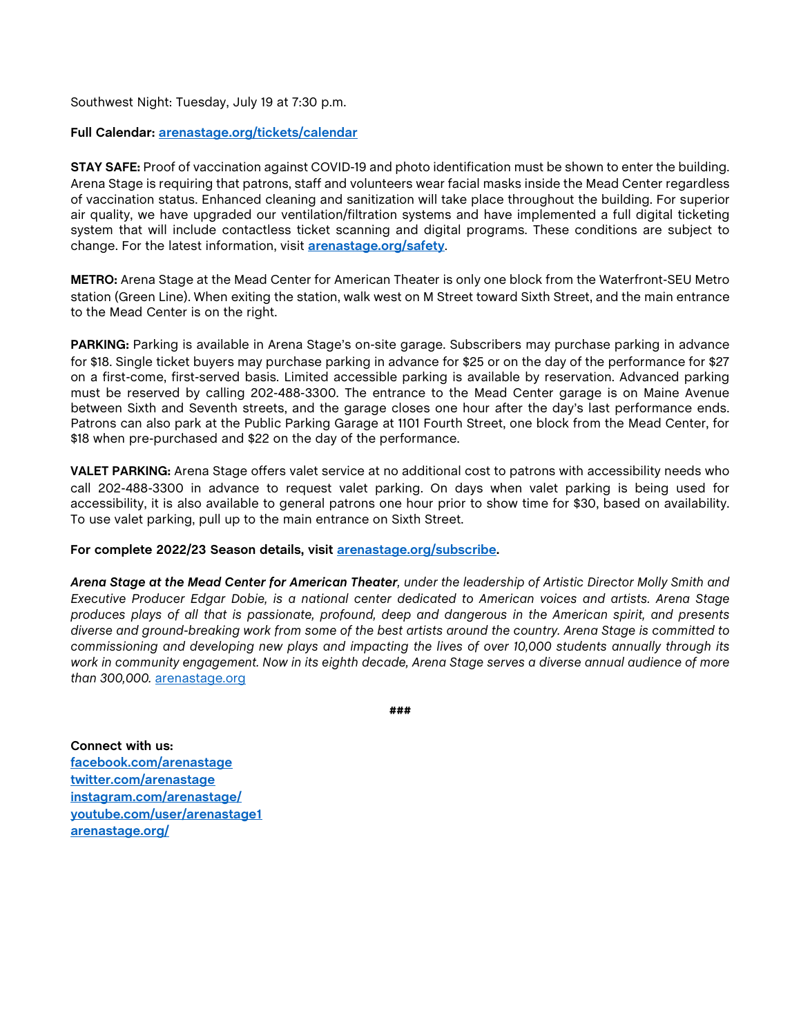Southwest Night: Tuesday, July 19 at 7:30 p.m.

**Full Calendar: arenastage.org/tickets/calendar**

**STAY SAFE:** Proof of vaccination against COVID-19 and photo identification must be shown to enter the building. Arena Stage is requiring that patrons, staff and volunteers wear facial masks inside the Mead Center regardless of vaccination status. Enhanced cleaning and sanitization will take place throughout the building. For superior air quality, we have upgraded our ventilation/filtration systems and have implemented a full digital ticketing system that will include contactless ticket scanning and digital programs. These conditions are subject to change. For the latest information, visit **arenastage.org/safety**.

**METRO:** Arena Stage at the Mead Center for American Theater is only one block from the Waterfront-SEU Metro station (Green Line). When exiting the station, walk west on M Street toward Sixth Street, and the main entrance to the Mead Center is on the right.

**PARKING:** Parking is available in Arena Stage's on-site garage. Subscribers may purchase parking in advance for $18. Single ticket buyers may purchase parking in advance for $25 or on the day of the performance for $27 on a first-come, first-served basis. Limited accessible parking is available by reservation. Advanced parking must be reserved by calling 202-488-3300. The entrance to the Mead Center garage is on Maine Avenue between Sixth and Seventh streets, and the garage closes one hour after the day's last performance ends. Patrons can also park at the Public Parking Garage at 1101 Fourth Street, one block from the Mead Center, for $18 when pre-purchased and $22 on the day of the performance.

**VALET PARKING:** Arena Stage offers valet service at no additional cost to patrons with accessibility needs who call 202-488-3300 in advance to request valet parking. On days when valet parking is being used for accessibility, it is also available to general patrons one hour prior to show time for $30, based on availability. To use valet parking, pull up to the main entrance on Sixth Street.

**For complete 2022/23 Season details, visit arenastage.org/subscribe.**

***Arena Stage at the Mead Center for American Theater**, under the leadership of Artistic Director Molly Smith and Executive Producer Edgar Dobie, is a national center dedicated to American voices and artists. Arena Stage produces plays of all that is passionate, profound, deep and dangerous in the American spirit, and presents diverse and ground-breaking work from some of the best artists around the country. Arena Stage is committed to commissioning and developing new plays and impacting the lives of over 10,000 students annually through its work in community engagement. Now in its eighth decade, Arena Stage serves a diverse annual audience of more than 300,000.* arenastage.org

###

**Connect with us:**
**facebook.com/arenastage**
**twitter.com/arenastage**
**instagram.com/arenastage/**
**youtube.com/user/arenastage1**
**arenastage.org/**